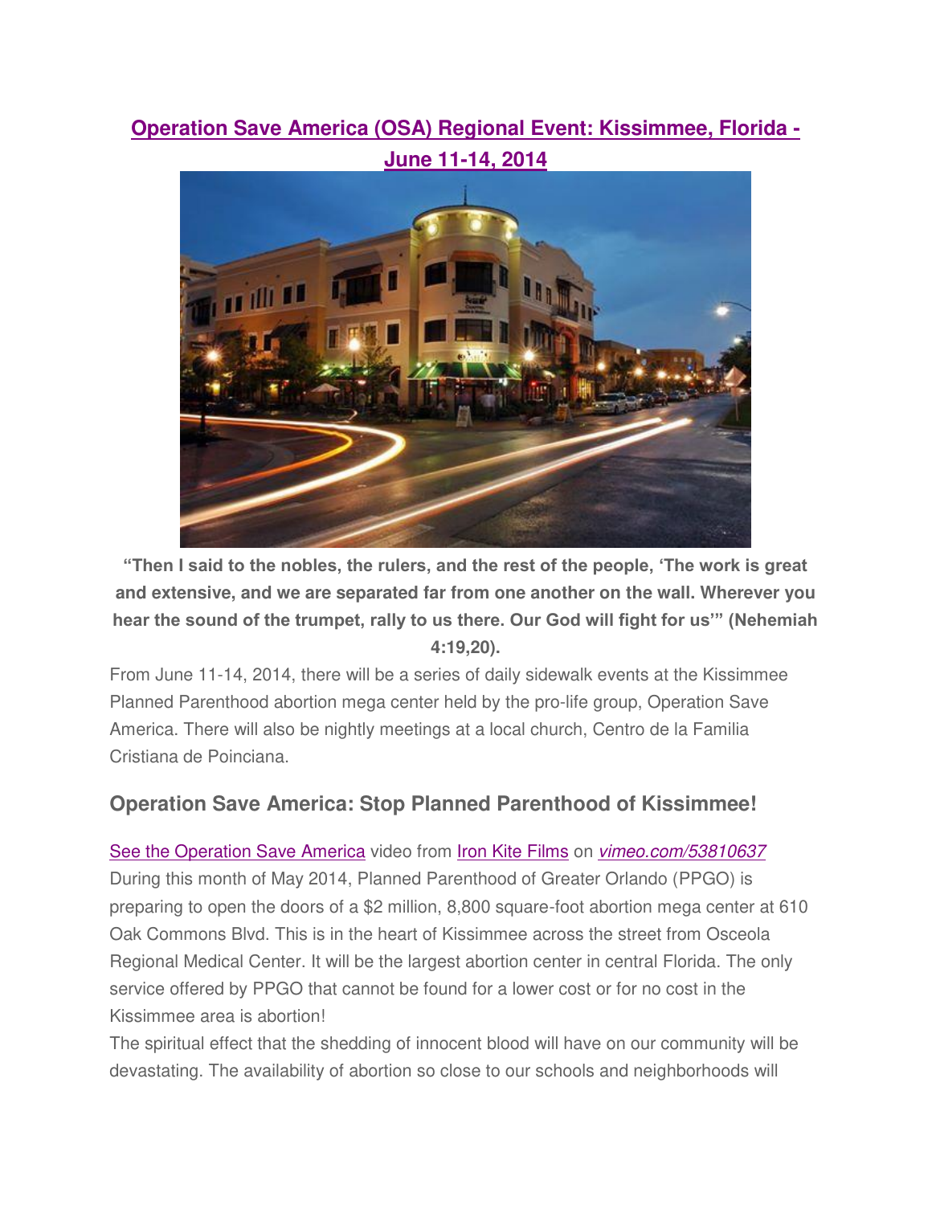# Operation Save America (OSA) Regional Event: Kissimmee, Florida - June 11-14, 2014

**"Then I said to the nobles, the rulers, and the rest of the people, 'The work is great and extensive, and we are separated far from one another on the wall. Wherever you hear the sound of the trumpet, rally to us there. Our God will fight for us'" (Nehemiah 4:19,20).**

From June 11-14, 2014, there will be a series of daily sidewalk events at the Kissimmee Planned Parenthood abortion mega center held by the pro-life group, Operation Save America. There will also be nightly meetings at a local church, Centro de la Familia Cristiana de Poinciana.

## Operation Save America: Stop Planned Parenthood of Kissimmee!

See the Operation Save America video from Iron Kite Films on *vimeo.com/53810637*
During this month of May 2014, Planned Parenthood of Greater Orlando (PPGO) is preparing to open the doors of a $2 million, 8,800 square-foot abortion mega center at 610 Oak Commons Blvd. This is in the heart of Kissimmee across the street from Osceola Regional Medical Center. It will be the largest abortion center in central Florida. The only service offered by PPGO that cannot be found for a lower cost or for no cost in the Kissimmee area is abortion!

The spiritual effect that the shedding of innocent blood will have on our community will be devastating. The availability of abortion so close to our schools and neighborhoods will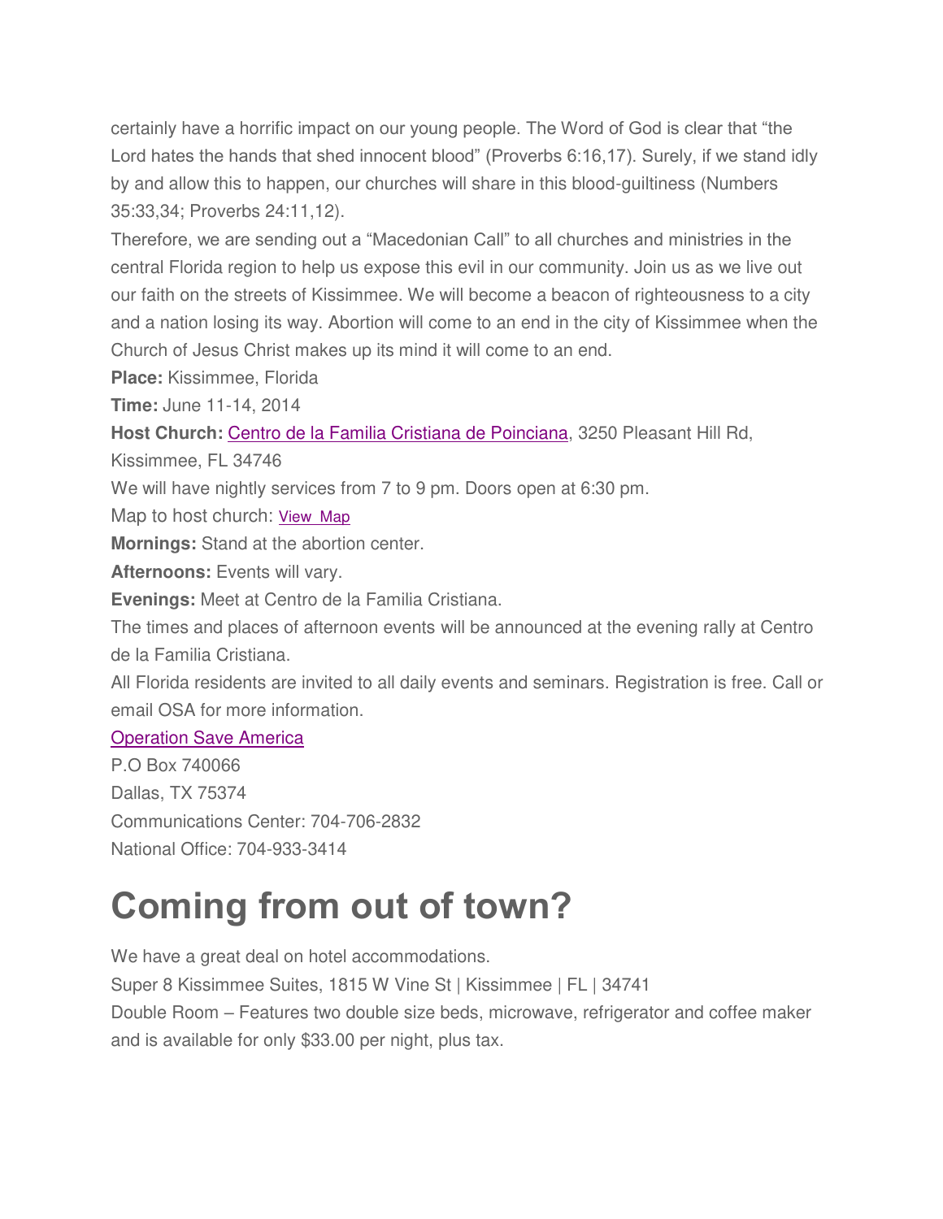certainly have a horrific impact on our young people. The Word of God is clear that "the Lord hates the hands that shed innocent blood" (Proverbs 6:16,17). Surely, if we stand idly by and allow this to happen, our churches will share in this blood-guiltiness (Numbers 35:33,34; Proverbs 24:11,12).

Therefore, we are sending out a "Macedonian Call" to all churches and ministries in the central Florida region to help us expose this evil in our community. Join us as we live out our faith on the streets of Kissimmee. We will become a beacon of righteousness to a city and a nation losing its way. Abortion will come to an end in the city of Kissimmee when the Church of Jesus Christ makes up its mind it will come to an end.

**Place:** Kissimmee, Florida

**Time:** June 11-14, 2014

**Host Church:** Centro de la Familia Cristiana de Poinciana, 3250 Pleasant Hill Rd, Kissimmee, FL 34746

We will have nightly services from 7 to 9 pm. Doors open at 6:30 pm.

Map to host church: View Map

**Mornings:** Stand at the abortion center.

**Afternoons:** Events will vary.

**Evenings:** Meet at Centro de la Familia Cristiana.

The times and places of afternoon events will be announced at the evening rally at Centro de la Familia Cristiana.

All Florida residents are invited to all daily events and seminars. Registration is free. Call or email OSA for more information.

Operation Save America

P.O Box 740066

Dallas, TX 75374

Communications Center: 704-706-2832

National Office: 704-933-3414

# Coming from out of town?

We have a great deal on hotel accommodations.

Super 8 Kissimmee Suites, 1815 W Vine St | Kissimmee | FL | 34741

Double Room – Features two double size beds, microwave, refrigerator and coffee maker and is available for only $33.00 per night, plus tax.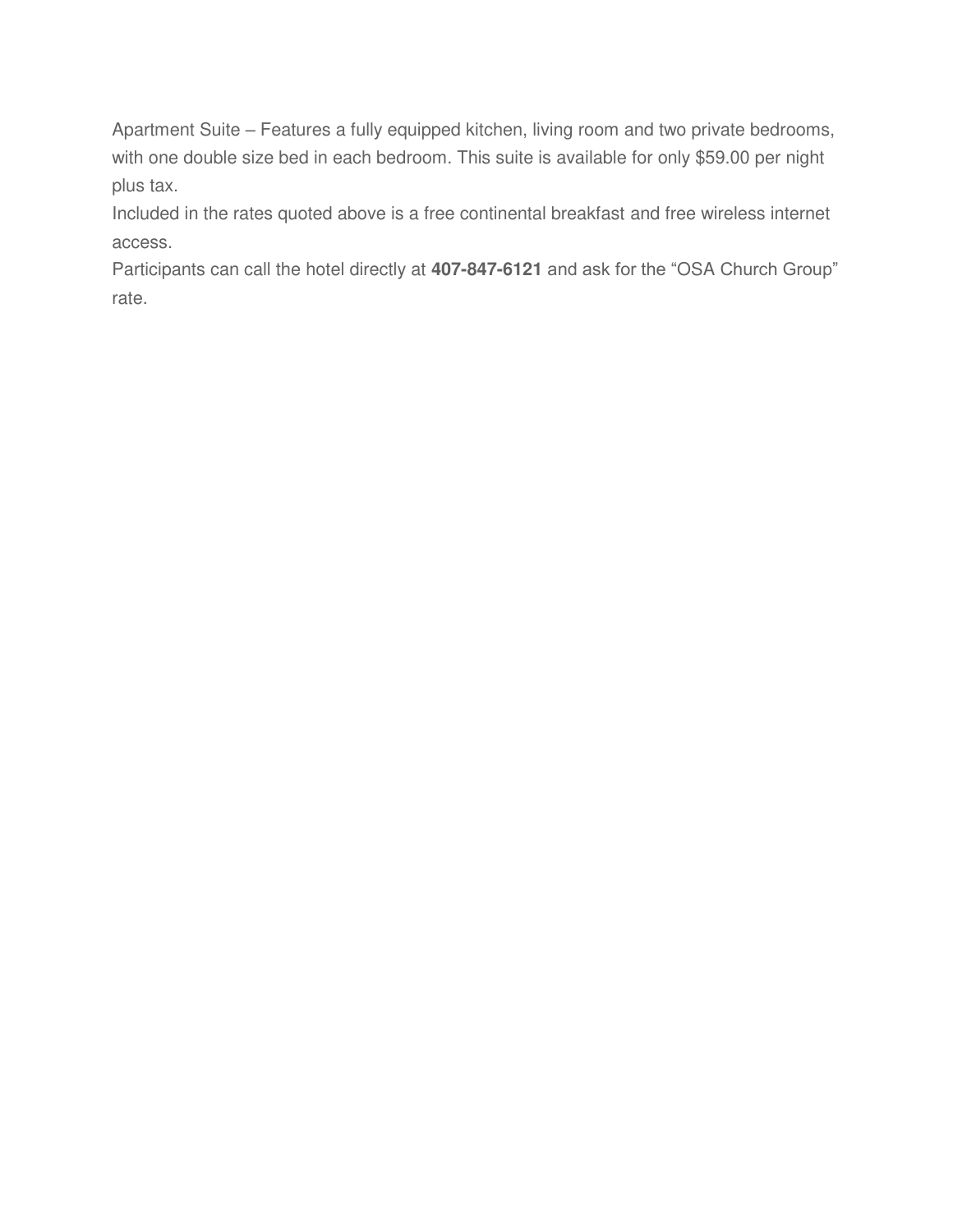Apartment Suite – Features a fully equipped kitchen, living room and two private bedrooms, with one double size bed in each bedroom. This suite is available for only $59.00 per night plus tax.

Included in the rates quoted above is a free continental breakfast and free wireless internet access.

Participants can call the hotel directly at **407-847-6121** and ask for the "OSA Church Group" rate.